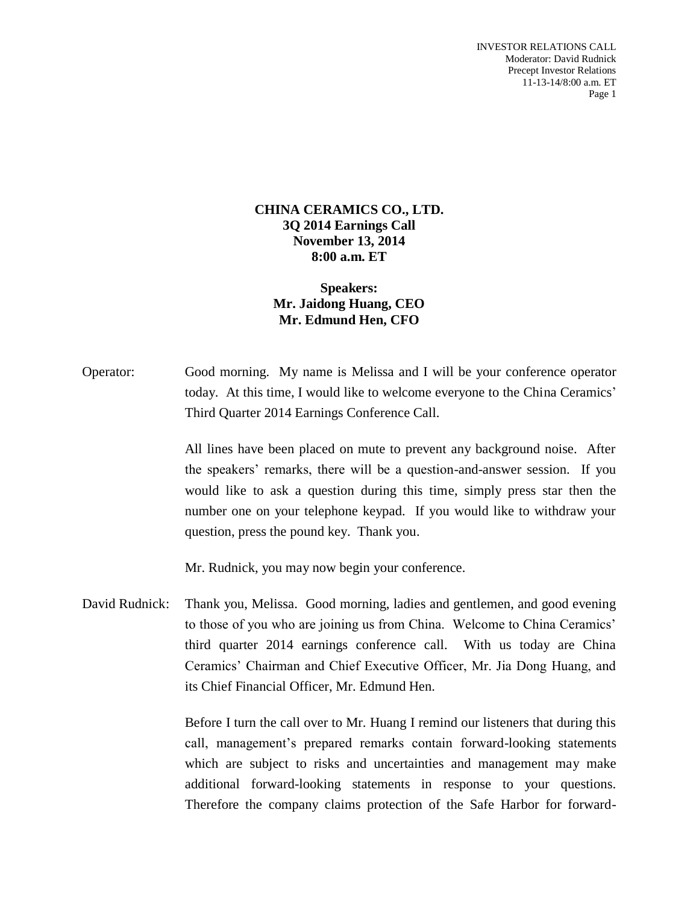**CHINA CERAMICS CO., LTD.**
**3Q 2014 Earnings Call**
**November 13, 2014**
**8:00 a.m. ET**

**Speakers:**
**Mr. Jaidong Huang, CEO**
**Mr. Edmund Hen, CFO**

Operator: Good morning. My name is Melissa and I will be your conference operator today. At this time, I would like to welcome everyone to the China Ceramics' Third Quarter 2014 Earnings Conference Call.

All lines have been placed on mute to prevent any background noise. After the speakers' remarks, there will be a question-and-answer session. If you would like to ask a question during this time, simply press star then the number one on your telephone keypad. If you would like to withdraw your question, press the pound key. Thank you.

Mr. Rudnick, you may now begin your conference.

David Rudnick: Thank you, Melissa. Good morning, ladies and gentlemen, and good evening to those of you who are joining us from China. Welcome to China Ceramics' third quarter 2014 earnings conference call. With us today are China Ceramics' Chairman and Chief Executive Officer, Mr. Jia Dong Huang, and its Chief Financial Officer, Mr. Edmund Hen.

Before I turn the call over to Mr. Huang I remind our listeners that during this call, management's prepared remarks contain forward-looking statements which are subject to risks and uncertainties and management may make additional forward-looking statements in response to your questions. Therefore the company claims protection of the Safe Harbor for forward-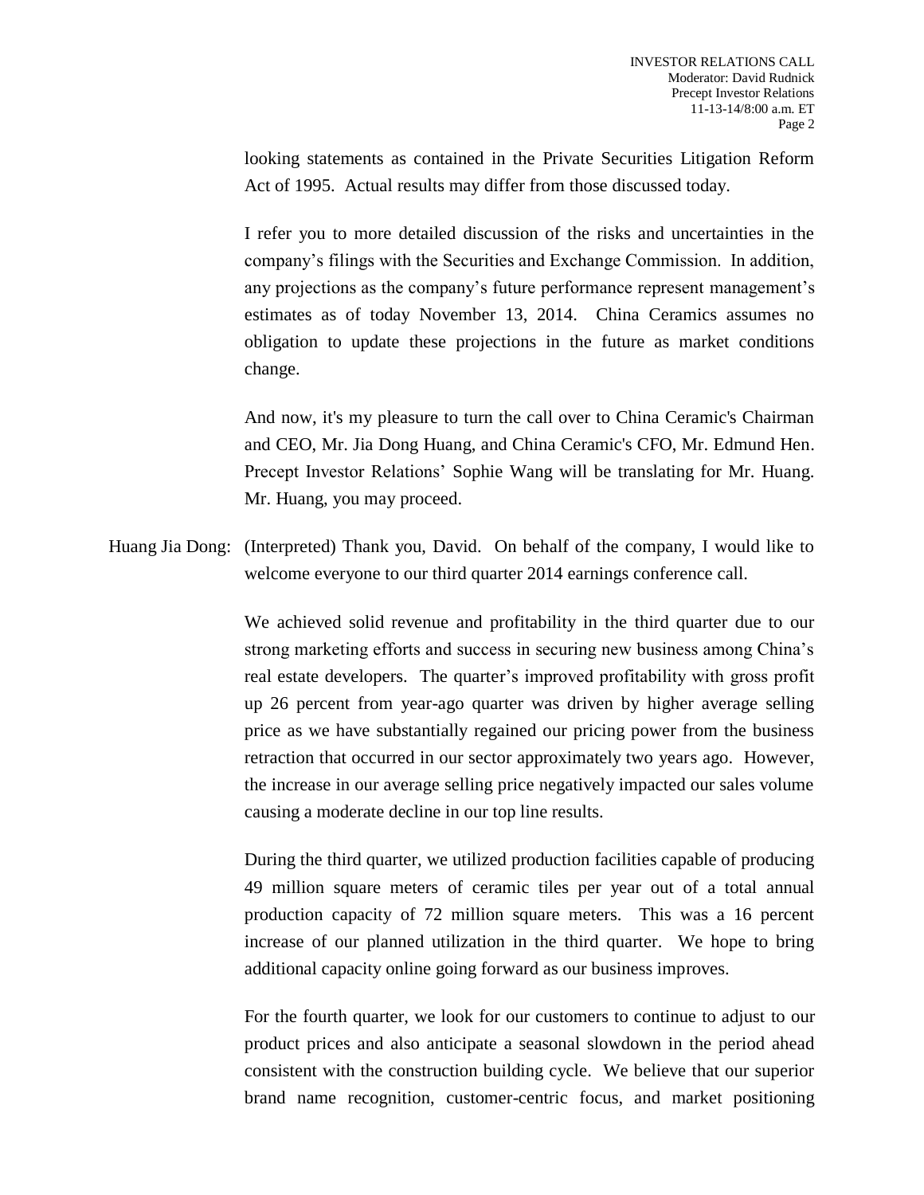looking statements as contained in the Private Securities Litigation Reform Act of 1995. Actual results may differ from those discussed today.

I refer you to more detailed discussion of the risks and uncertainties in the company's filings with the Securities and Exchange Commission. In addition, any projections as the company's future performance represent management's estimates as of today November 13, 2014. China Ceramics assumes no obligation to update these projections in the future as market conditions change.

And now, it's my pleasure to turn the call over to China Ceramic's Chairman and CEO, Mr. Jia Dong Huang, and China Ceramic's CFO, Mr. Edmund Hen. Precept Investor Relations' Sophie Wang will be translating for Mr. Huang. Mr. Huang, you may proceed.

Huang Jia Dong: (Interpreted) Thank you, David. On behalf of the company, I would like to welcome everyone to our third quarter 2014 earnings conference call.

We achieved solid revenue and profitability in the third quarter due to our strong marketing efforts and success in securing new business among China's real estate developers. The quarter's improved profitability with gross profit up 26 percent from year-ago quarter was driven by higher average selling price as we have substantially regained our pricing power from the business retraction that occurred in our sector approximately two years ago. However, the increase in our average selling price negatively impacted our sales volume causing a moderate decline in our top line results.

During the third quarter, we utilized production facilities capable of producing 49 million square meters of ceramic tiles per year out of a total annual production capacity of 72 million square meters. This was a 16 percent increase of our planned utilization in the third quarter. We hope to bring additional capacity online going forward as our business improves.

For the fourth quarter, we look for our customers to continue to adjust to our product prices and also anticipate a seasonal slowdown in the period ahead consistent with the construction building cycle. We believe that our superior brand name recognition, customer-centric focus, and market positioning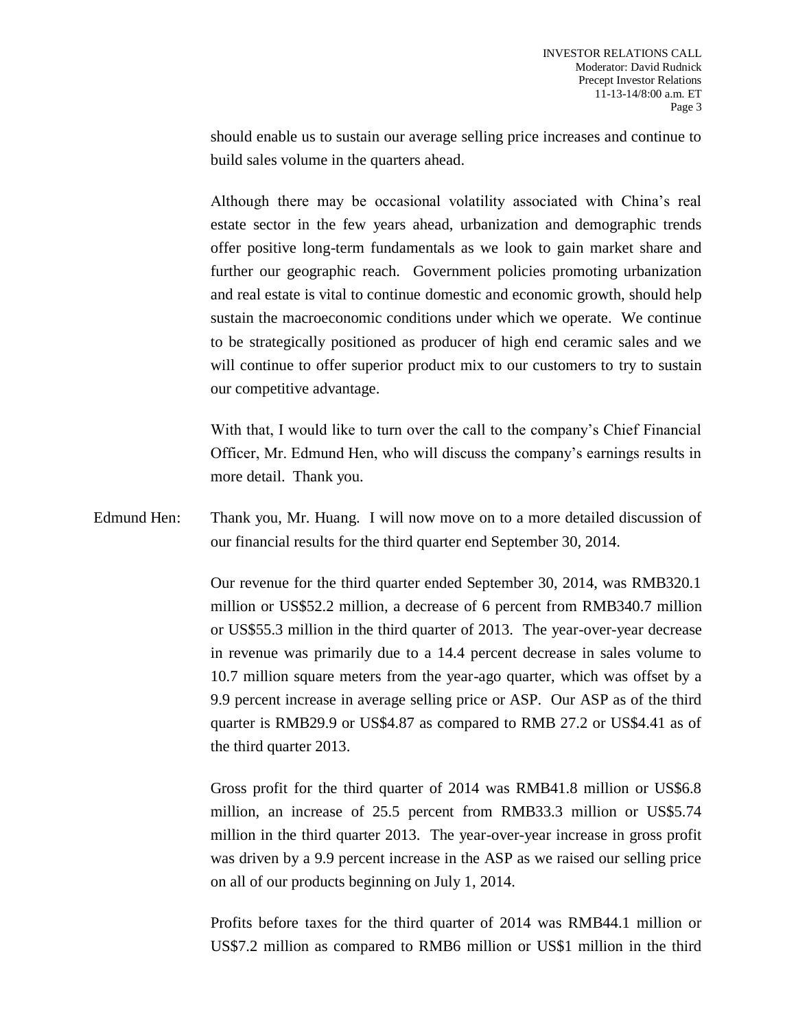should enable us to sustain our average selling price increases and continue to build sales volume in the quarters ahead.

Although there may be occasional volatility associated with China's real estate sector in the few years ahead, urbanization and demographic trends offer positive long-term fundamentals as we look to gain market share and further our geographic reach. Government policies promoting urbanization and real estate is vital to continue domestic and economic growth, should help sustain the macroeconomic conditions under which we operate. We continue to be strategically positioned as producer of high end ceramic sales and we will continue to offer superior product mix to our customers to try to sustain our competitive advantage.

With that, I would like to turn over the call to the company's Chief Financial Officer, Mr. Edmund Hen, who will discuss the company's earnings results in more detail. Thank you.

Edmund Hen: Thank you, Mr. Huang. I will now move on to a more detailed discussion of our financial results for the third quarter end September 30, 2014.

Our revenue for the third quarter ended September 30, 2014, was RMB320.1 million or US$52.2 million, a decrease of 6 percent from RMB340.7 million or US$55.3 million in the third quarter of 2013. The year-over-year decrease in revenue was primarily due to a 14.4 percent decrease in sales volume to 10.7 million square meters from the year-ago quarter, which was offset by a 9.9 percent increase in average selling price or ASP. Our ASP as of the third quarter is RMB29.9 or US$4.87 as compared to RMB 27.2 or US$4.41 as of the third quarter 2013.

Gross profit for the third quarter of 2014 was RMB41.8 million or US$6.8 million, an increase of 25.5 percent from RMB33.3 million or US$5.74 million in the third quarter 2013. The year-over-year increase in gross profit was driven by a 9.9 percent increase in the ASP as we raised our selling price on all of our products beginning on July 1, 2014.

Profits before taxes for the third quarter of 2014 was RMB44.1 million or US$7.2 million as compared to RMB6 million or US$1 million in the third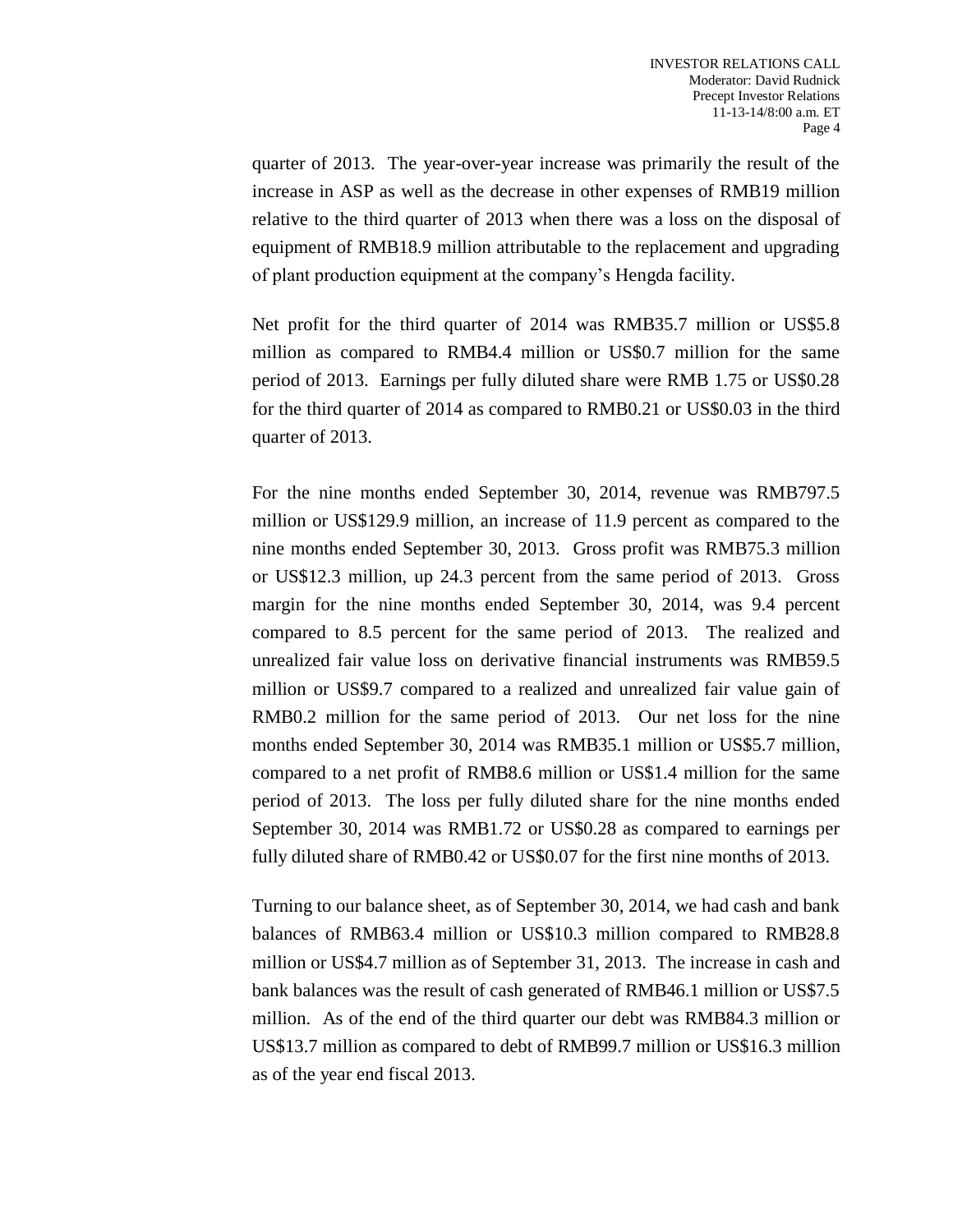quarter of 2013. The year-over-year increase was primarily the result of the increase in ASP as well as the decrease in other expenses of RMB19 million relative to the third quarter of 2013 when there was a loss on the disposal of equipment of RMB18.9 million attributable to the replacement and upgrading of plant production equipment at the company's Hengda facility.

Net profit for the third quarter of 2014 was RMB35.7 million or US$5.8 million as compared to RMB4.4 million or US$0.7 million for the same period of 2013. Earnings per fully diluted share were RMB 1.75 or US$0.28 for the third quarter of 2014 as compared to RMB0.21 or US$0.03 in the third quarter of 2013.

For the nine months ended September 30, 2014, revenue was RMB797.5 million or US$129.9 million, an increase of 11.9 percent as compared to the nine months ended September 30, 2013. Gross profit was RMB75.3 million or US$12.3 million, up 24.3 percent from the same period of 2013. Gross margin for the nine months ended September 30, 2014, was 9.4 percent compared to 8.5 percent for the same period of 2013. The realized and unrealized fair value loss on derivative financial instruments was RMB59.5 million or US$9.7 compared to a realized and unrealized fair value gain of RMB0.2 million for the same period of 2013. Our net loss for the nine months ended September 30, 2014 was RMB35.1 million or US$5.7 million, compared to a net profit of RMB8.6 million or US$1.4 million for the same period of 2013. The loss per fully diluted share for the nine months ended September 30, 2014 was RMB1.72 or US$0.28 as compared to earnings per fully diluted share of RMB0.42 or US$0.07 for the first nine months of 2013.

Turning to our balance sheet, as of September 30, 2014, we had cash and bank balances of RMB63.4 million or US$10.3 million compared to RMB28.8 million or US$4.7 million as of September 31, 2013. The increase in cash and bank balances was the result of cash generated of RMB46.1 million or US$7.5 million. As of the end of the third quarter our debt was RMB84.3 million or US$13.7 million as compared to debt of RMB99.7 million or US$16.3 million as of the year end fiscal 2013.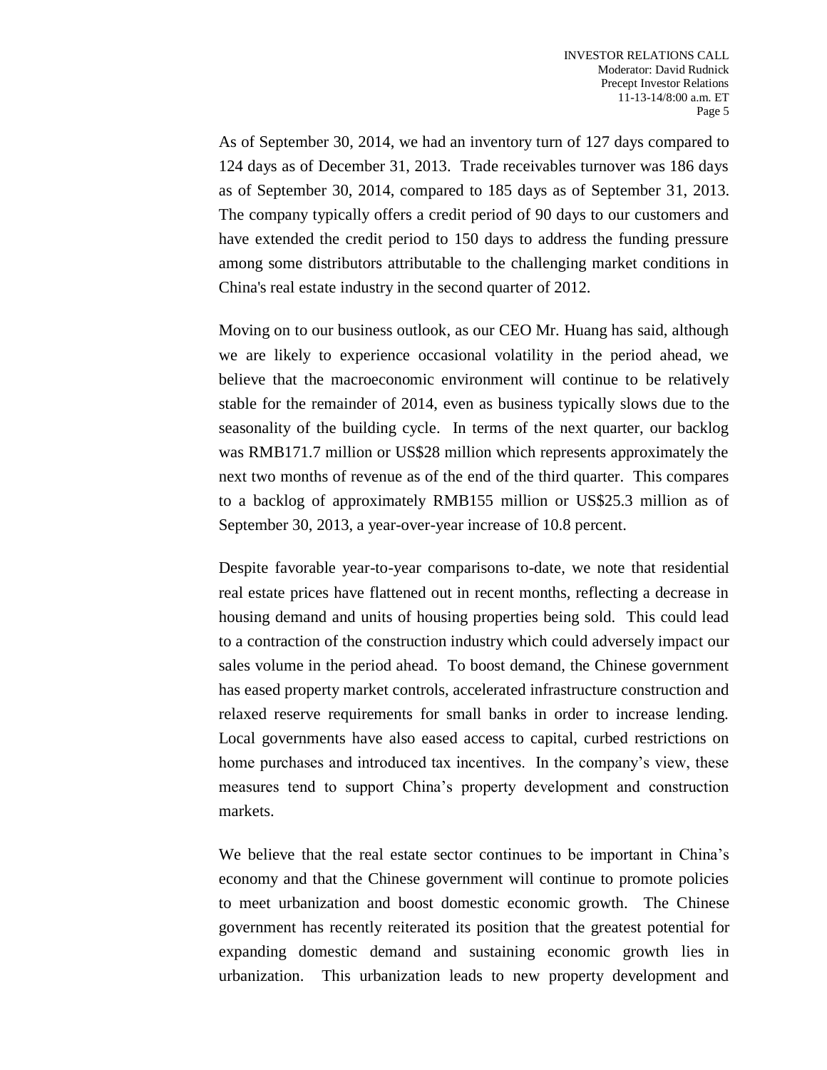As of September 30, 2014, we had an inventory turn of 127 days compared to 124 days as of December 31, 2013. Trade receivables turnover was 186 days as of September 30, 2014, compared to 185 days as of September 31, 2013. The company typically offers a credit period of 90 days to our customers and have extended the credit period to 150 days to address the funding pressure among some distributors attributable to the challenging market conditions in China's real estate industry in the second quarter of 2012.

Moving on to our business outlook, as our CEO Mr. Huang has said, although we are likely to experience occasional volatility in the period ahead, we believe that the macroeconomic environment will continue to be relatively stable for the remainder of 2014, even as business typically slows due to the seasonality of the building cycle. In terms of the next quarter, our backlog was RMB171.7 million or US$28 million which represents approximately the next two months of revenue as of the end of the third quarter. This compares to a backlog of approximately RMB155 million or US$25.3 million as of September 30, 2013, a year-over-year increase of 10.8 percent.

Despite favorable year-to-year comparisons to-date, we note that residential real estate prices have flattened out in recent months, reflecting a decrease in housing demand and units of housing properties being sold. This could lead to a contraction of the construction industry which could adversely impact our sales volume in the period ahead. To boost demand, the Chinese government has eased property market controls, accelerated infrastructure construction and relaxed reserve requirements for small banks in order to increase lending. Local governments have also eased access to capital, curbed restrictions on home purchases and introduced tax incentives. In the company's view, these measures tend to support China's property development and construction markets.

We believe that the real estate sector continues to be important in China's economy and that the Chinese government will continue to promote policies to meet urbanization and boost domestic economic growth. The Chinese government has recently reiterated its position that the greatest potential for expanding domestic demand and sustaining economic growth lies in urbanization. This urbanization leads to new property development and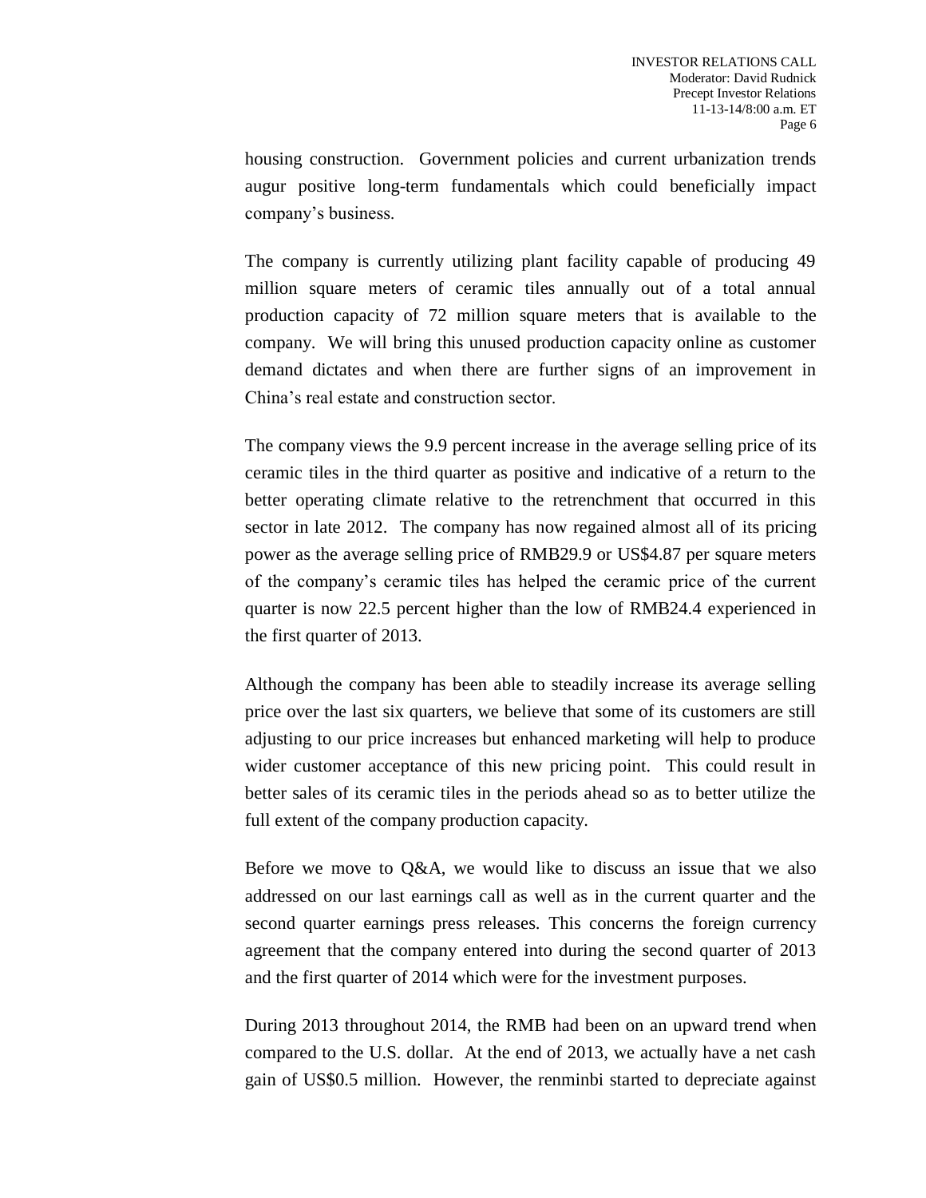housing construction. Government policies and current urbanization trends augur positive long-term fundamentals which could beneficially impact company's business.

The company is currently utilizing plant facility capable of producing 49 million square meters of ceramic tiles annually out of a total annual production capacity of 72 million square meters that is available to the company. We will bring this unused production capacity online as customer demand dictates and when there are further signs of an improvement in China's real estate and construction sector.

The company views the 9.9 percent increase in the average selling price of its ceramic tiles in the third quarter as positive and indicative of a return to the better operating climate relative to the retrenchment that occurred in this sector in late 2012. The company has now regained almost all of its pricing power as the average selling price of RMB29.9 or US$4.87 per square meters of the company's ceramic tiles has helped the ceramic price of the current quarter is now 22.5 percent higher than the low of RMB24.4 experienced in the first quarter of 2013.

Although the company has been able to steadily increase its average selling price over the last six quarters, we believe that some of its customers are still adjusting to our price increases but enhanced marketing will help to produce wider customer acceptance of this new pricing point. This could result in better sales of its ceramic tiles in the periods ahead so as to better utilize the full extent of the company production capacity.

Before we move to Q&A, we would like to discuss an issue that we also addressed on our last earnings call as well as in the current quarter and the second quarter earnings press releases. This concerns the foreign currency agreement that the company entered into during the second quarter of 2013 and the first quarter of 2014 which were for the investment purposes.

During 2013 throughout 2014, the RMB had been on an upward trend when compared to the U.S. dollar. At the end of 2013, we actually have a net cash gain of US$0.5 million. However, the renminbi started to depreciate against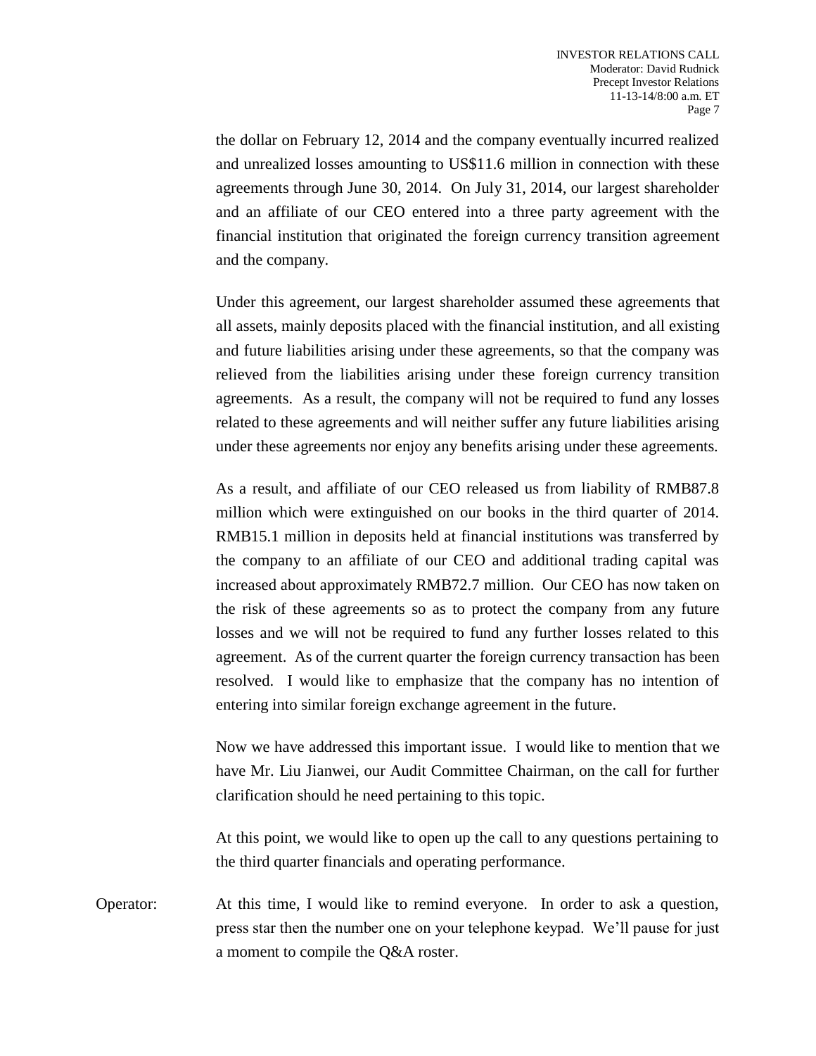the dollar on February 12, 2014 and the company eventually incurred realized and unrealized losses amounting to US$11.6 million in connection with these agreements through June 30, 2014. On July 31, 2014, our largest shareholder and an affiliate of our CEO entered into a three party agreement with the financial institution that originated the foreign currency transition agreement and the company.

Under this agreement, our largest shareholder assumed these agreements that all assets, mainly deposits placed with the financial institution, and all existing and future liabilities arising under these agreements, so that the company was relieved from the liabilities arising under these foreign currency transition agreements. As a result, the company will not be required to fund any losses related to these agreements and will neither suffer any future liabilities arising under these agreements nor enjoy any benefits arising under these agreements.

As a result, and affiliate of our CEO released us from liability of RMB87.8 million which were extinguished on our books in the third quarter of 2014. RMB15.1 million in deposits held at financial institutions was transferred by the company to an affiliate of our CEO and additional trading capital was increased about approximately RMB72.7 million. Our CEO has now taken on the risk of these agreements so as to protect the company from any future losses and we will not be required to fund any further losses related to this agreement. As of the current quarter the foreign currency transaction has been resolved. I would like to emphasize that the company has no intention of entering into similar foreign exchange agreement in the future.

Now we have addressed this important issue. I would like to mention that we have Mr. Liu Jianwei, our Audit Committee Chairman, on the call for further clarification should he need pertaining to this topic.

At this point, we would like to open up the call to any questions pertaining to the third quarter financials and operating performance.

Operator: At this time, I would like to remind everyone. In order to ask a question, press star then the number one on your telephone keypad. We'll pause for just a moment to compile the Q&A roster.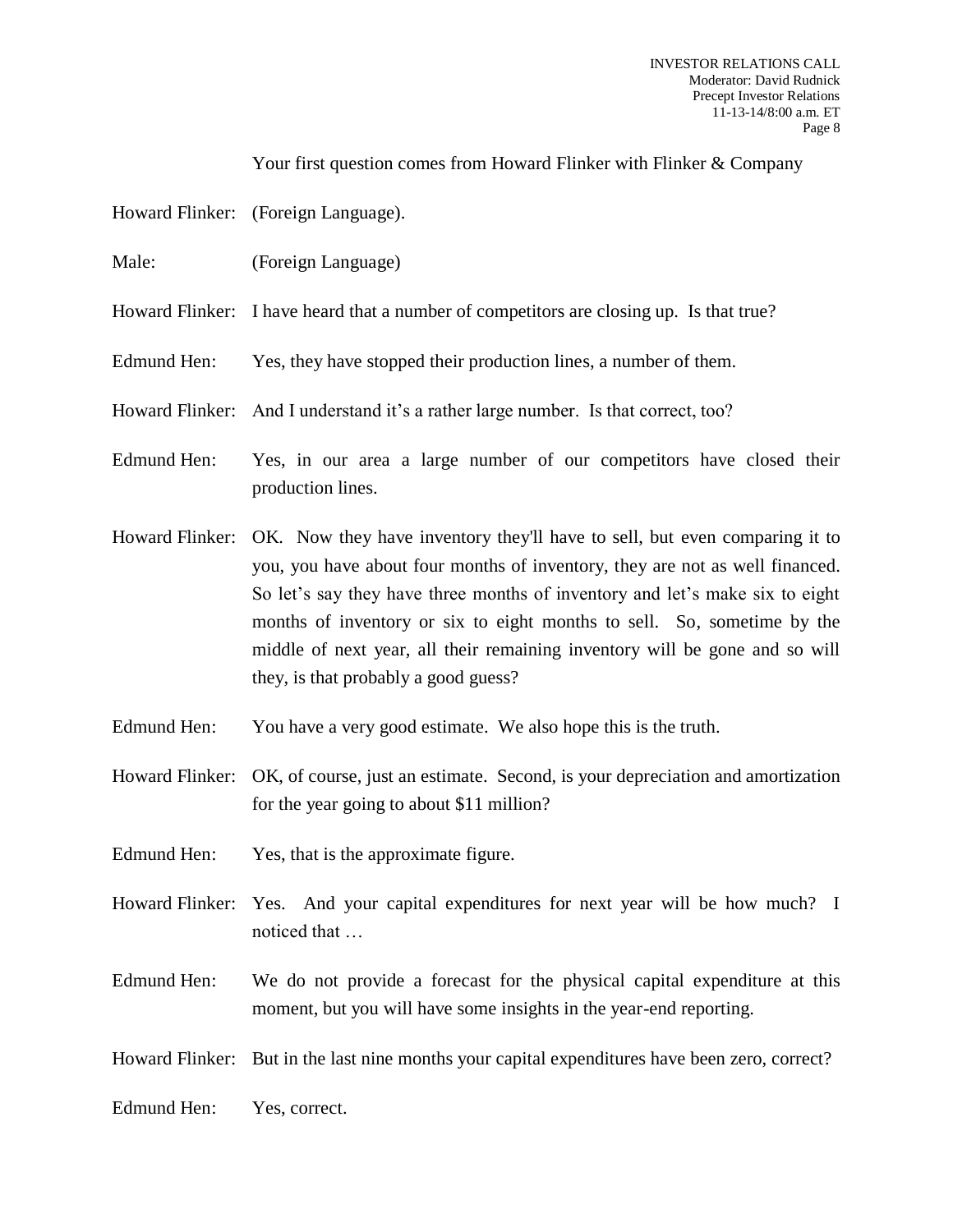Your first question comes from Howard Flinker with Flinker & Company

Howard Flinker: (Foreign Language).

Male: (Foreign Language)

Howard Flinker: I have heard that a number of competitors are closing up. Is that true?

Edmund Hen: Yes, they have stopped their production lines, a number of them.

Howard Flinker: And I understand it's a rather large number. Is that correct, too?

Edmund Hen: Yes, in our area a large number of our competitors have closed their production lines.

Howard Flinker: OK. Now they have inventory they'll have to sell, but even comparing it to you, you have about four months of inventory, they are not as well financed. So let's say they have three months of inventory and let's make six to eight months of inventory or six to eight months to sell. So, sometime by the middle of next year, all their remaining inventory will be gone and so will they, is that probably a good guess?

Edmund Hen: You have a very good estimate. We also hope this is the truth.

Howard Flinker: OK, of course, just an estimate. Second, is your depreciation and amortization for the year going to about $11 million?

Edmund Hen: Yes, that is the approximate figure.

Howard Flinker: Yes. And your capital expenditures for next year will be how much? I noticed that …

Edmund Hen: We do not provide a forecast for the physical capital expenditure at this moment, but you will have some insights in the year-end reporting.

Howard Flinker: But in the last nine months your capital expenditures have been zero, correct?

Edmund Hen: Yes, correct.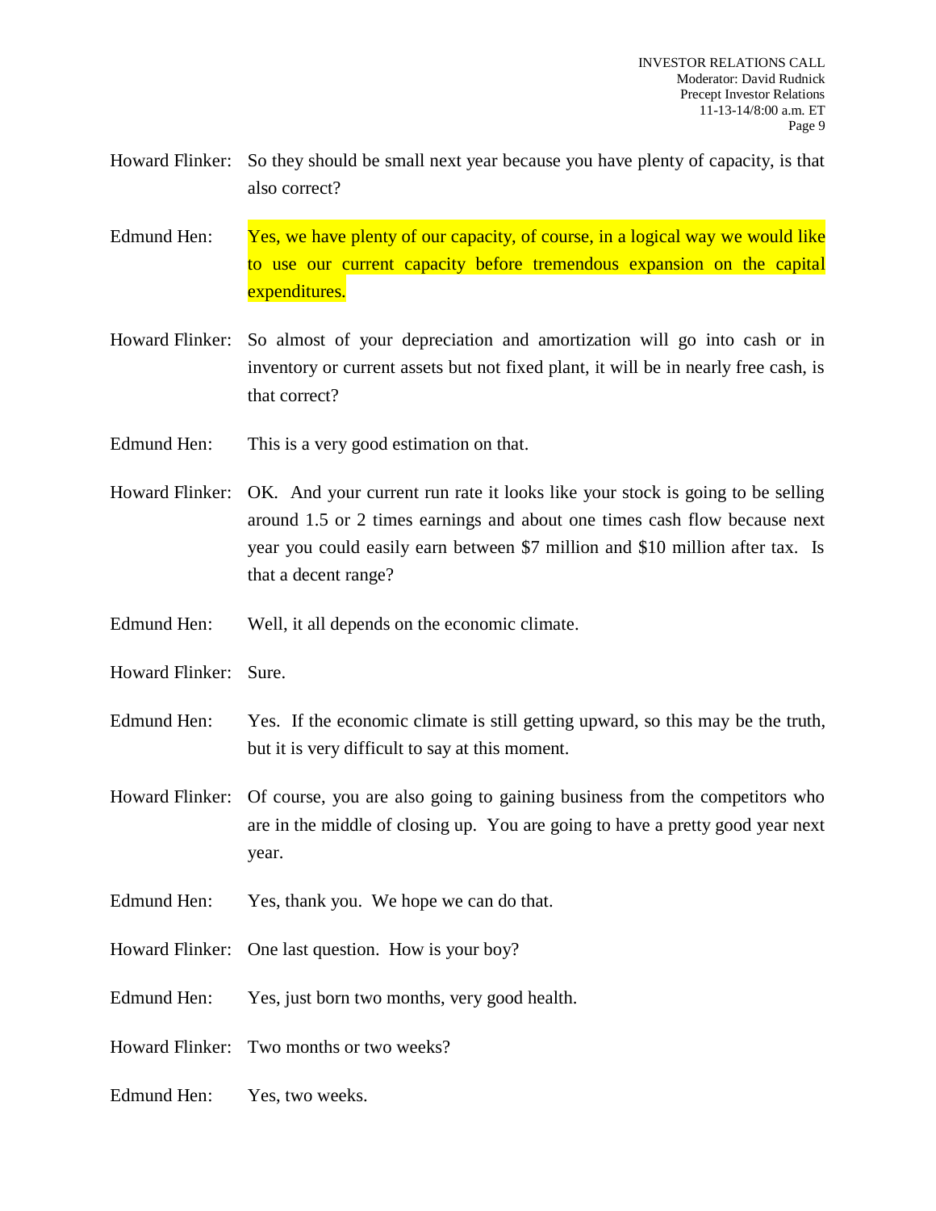Howard Flinker: So they should be small next year because you have plenty of capacity, is that also correct?

Edmund Hen: Yes, we have plenty of our capacity, of course, in a logical way we would like to use our current capacity before tremendous expansion on the capital expenditures.

Howard Flinker: So almost of your depreciation and amortization will go into cash or in inventory or current assets but not fixed plant, it will be in nearly free cash, is that correct?

Edmund Hen: This is a very good estimation on that.

Howard Flinker: OK. And your current run rate it looks like your stock is going to be selling around 1.5 or 2 times earnings and about one times cash flow because next year you could easily earn between $7 million and $10 million after tax. Is that a decent range?

Edmund Hen: Well, it all depends on the economic climate.

Howard Flinker: Sure.

Edmund Hen: Yes. If the economic climate is still getting upward, so this may be the truth, but it is very difficult to say at this moment.

Howard Flinker: Of course, you are also going to gaining business from the competitors who are in the middle of closing up. You are going to have a pretty good year next year.

Edmund Hen: Yes, thank you. We hope we can do that.

Howard Flinker: One last question. How is your boy?

Edmund Hen: Yes, just born two months, very good health.

Howard Flinker: Two months or two weeks?

Edmund Hen: Yes, two weeks.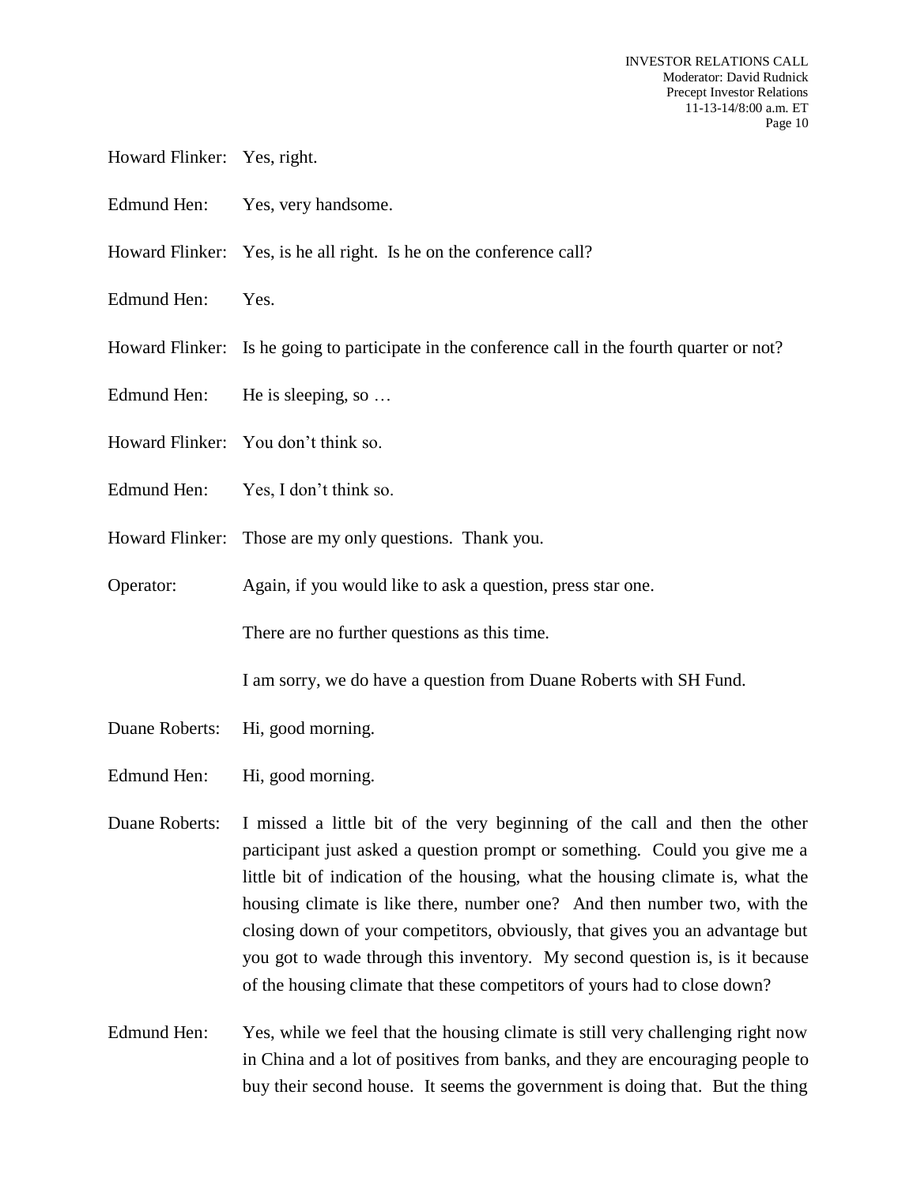Howard Flinker: Yes, right.

Edmund Hen: Yes, very handsome.

Howard Flinker: Yes, is he all right. Is he on the conference call?

Edmund Hen: Yes.

Howard Flinker: Is he going to participate in the conference call in the fourth quarter or not?

Edmund Hen: He is sleeping, so …

Howard Flinker: You don't think so.

Edmund Hen: Yes, I don't think so.

Howard Flinker: Those are my only questions. Thank you.

Operator: Again, if you would like to ask a question, press star one.

There are no further questions as this time.

I am sorry, we do have a question from Duane Roberts with SH Fund.

Duane Roberts: Hi, good morning.

Edmund Hen: Hi, good morning.

Duane Roberts: I missed a little bit of the very beginning of the call and then the other participant just asked a question prompt or something. Could you give me a little bit of indication of the housing, what the housing climate is, what the housing climate is like there, number one? And then number two, with the closing down of your competitors, obviously, that gives you an advantage but you got to wade through this inventory. My second question is, is it because of the housing climate that these competitors of yours had to close down?

Edmund Hen: Yes, while we feel that the housing climate is still very challenging right now in China and a lot of positives from banks, and they are encouraging people to buy their second house. It seems the government is doing that. But the thing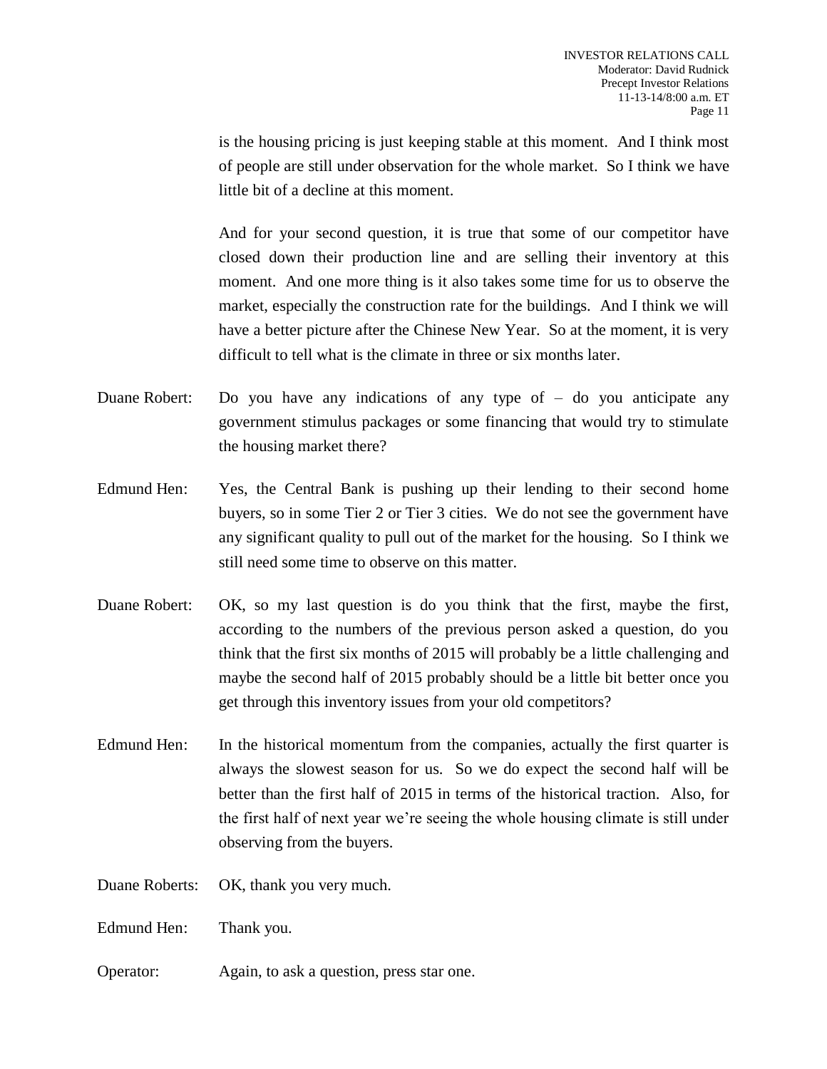is the housing pricing is just keeping stable at this moment. And I think most of people are still under observation for the whole market. So I think we have little bit of a decline at this moment.

And for your second question, it is true that some of our competitor have closed down their production line and are selling their inventory at this moment. And one more thing is it also takes some time for us to observe the market, especially the construction rate for the buildings. And I think we will have a better picture after the Chinese New Year. So at the moment, it is very difficult to tell what is the climate in three or six months later.

Duane Robert: Do you have any indications of any type of – do you anticipate any government stimulus packages or some financing that would try to stimulate the housing market there?

Edmund Hen: Yes, the Central Bank is pushing up their lending to their second home buyers, so in some Tier 2 or Tier 3 cities. We do not see the government have any significant quality to pull out of the market for the housing. So I think we still need some time to observe on this matter.

Duane Robert: OK, so my last question is do you think that the first, maybe the first, according to the numbers of the previous person asked a question, do you think that the first six months of 2015 will probably be a little challenging and maybe the second half of 2015 probably should be a little bit better once you get through this inventory issues from your old competitors?

Edmund Hen: In the historical momentum from the companies, actually the first quarter is always the slowest season for us. So we do expect the second half will be better than the first half of 2015 in terms of the historical traction. Also, for the first half of next year we're seeing the whole housing climate is still under observing from the buyers.

Duane Roberts: OK, thank you very much.

Edmund Hen: Thank you.

Operator: Again, to ask a question, press star one.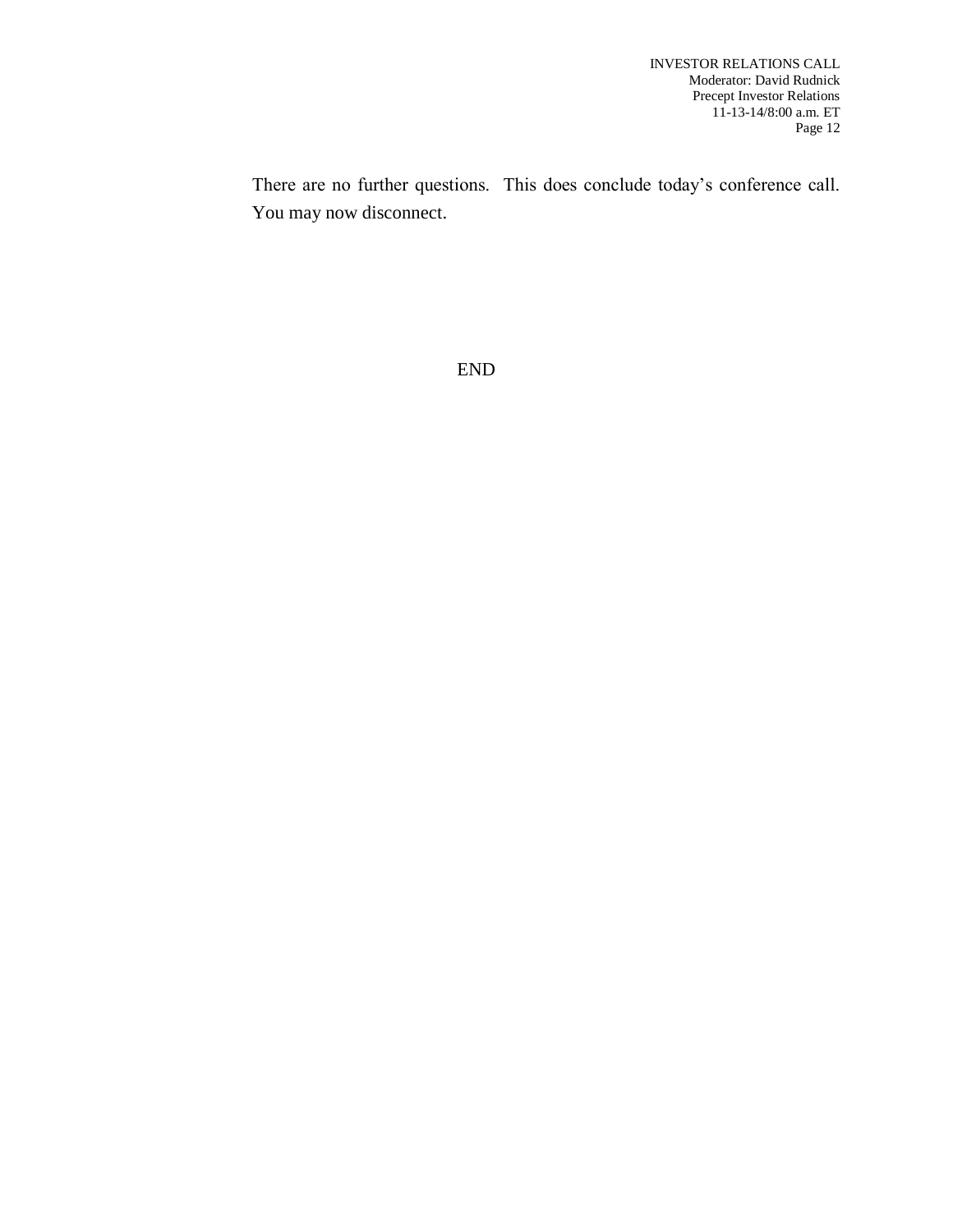There are no further questions. This does conclude today's conference call. You may now disconnect.

END